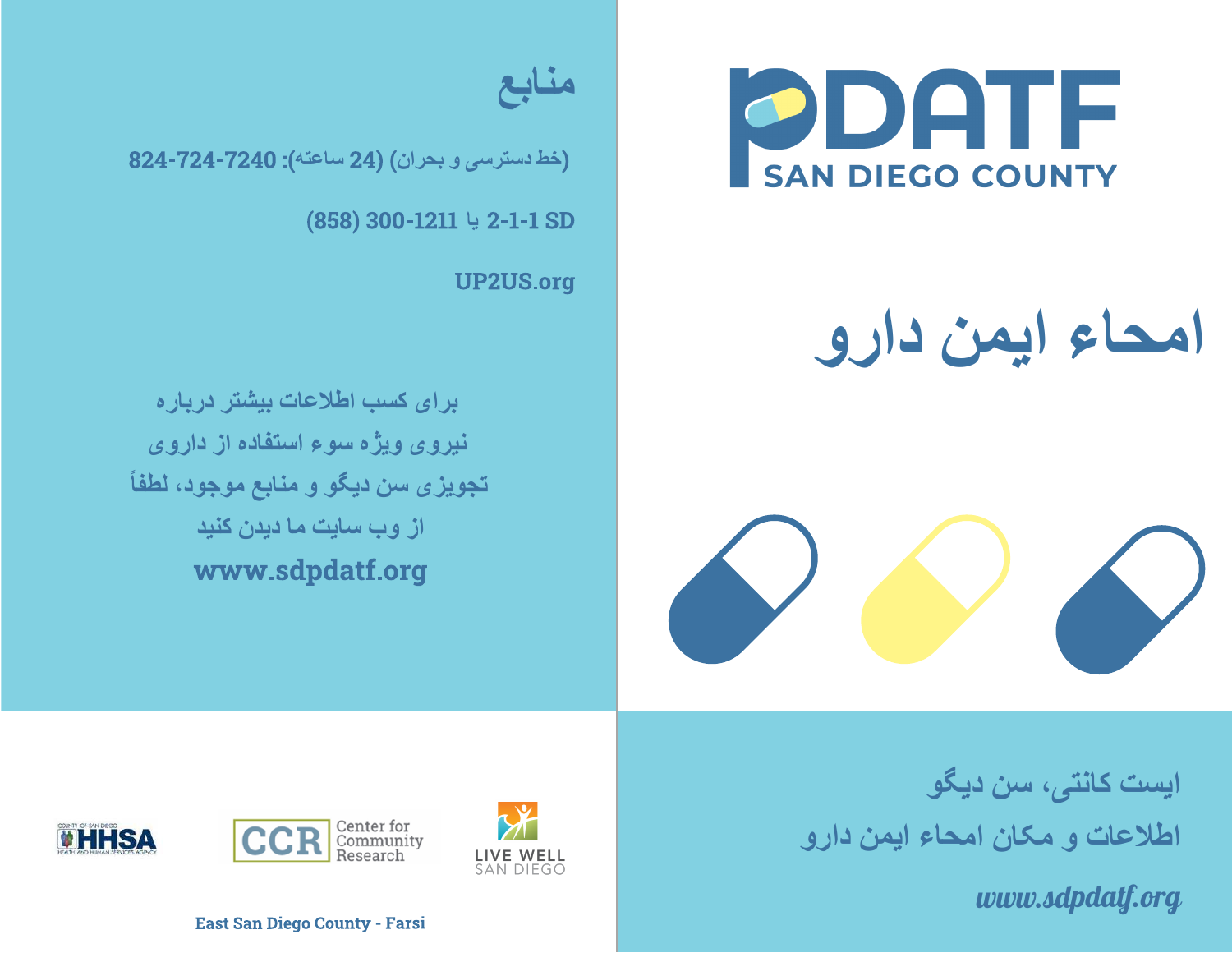# منابع

(خط دسترسی و بحران) (24 ساعته): 7240-724-824

2-1-1 SD یا 1211-300 (858)

UP2US.org

برای کسب اطلاعات بیشتر درباره
نیروی ویژه سوء استفاده از داروی
تجویزی سن دیگو و منابع موجود، لطفاً
از وب سایت ما دیدن کنید

**www.sdpdatf.org**

East San Diego County - Farsi

PDATF
SAN DIEGO COUNTY

# امحاء ایمن دارو

ایست کانتی، سن دیگو
اطلاعات و مکان امحاء ایمن دارو

*www.sdpdatf.org*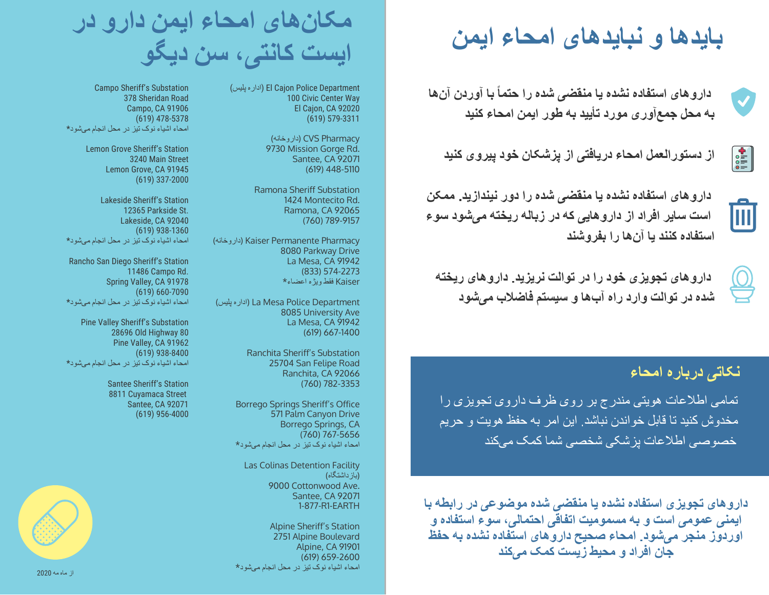# بایدها و نبایدهای امحاء ایمن

داروهای استفاده نشده یا منقضی شده را حتماً با آوردن آن‌ها به محل جمع‌آوری مورد تأیید به طور ایمن امحاء کنید

از دستورالعمل امحاء دریافتی از پزشکان خود پیروی کنید

داروهای استفاده نشده یا منقضی شده را دور نیندازید. ممکن است سایر افراد از داروهایی که در زباله ریخته می‌شود سوء استفاده کنند یا آن‌ها را بفروشند

داروهای تجویزی خود را در توالت نریزید. داروهای ریخته شده در توالت وارد راه آب‌ها و سیستم فاضلاب می‌شود

## نکاتی درباره امحاء

تمامی اطلاعات هویتی مندرج بر روی ظرف داروی تجویزی را مخدوش کنید تا قابل خواندن نباشد. این امر به حفظ هویت و حریم خصوصی اطلاعات پزشکی شخصی شما کمک می‌کند

**داروهای تجویزی استفاده نشده یا منقضی شده موضوعی در رابطه با ایمنی عمومی است و به مسمومیت اتفاقی احتمالی، سوء استفاده و اوردوز منجر می‌شود. امحاء صحیح داروهای استفاده نشده به حفظ جان افراد و محیط زیست کمک می‌کند**

# مکان‌های امحاء ایمن دارو در ایست کانتی، سن دیگو

El Cajon Police Department (اداره پلیس)
100 Civic Center Way
El Cajon, CA 92020
(619) 579-3311

CVS Pharmacy (داروخانه)
9730 Mission Gorge Rd.
Santee, CA 92071
(619) 448-5110

Ramona Sheriff Substation
1424 Montecito Rd.
Ramona, CA 92065
(760) 789-9157

Kaiser Permanente Pharmacy (داروخانه)
8080 Parkway Drive
La Mesa, CA 91942
(833) 574-2273
*Kaiser فقط ویژه اعضاء

La Mesa Police Department (اداره پلیس)
8085 University Ave
La Mesa, CA 91942
(619) 667-1400

Ranchita Sheriff's Substation
25704 San Felipe Road
Ranchita, CA 92066
(760) 782-3353

Borrego Springs Sheriff's Office
571 Palm Canyon Drive
Borrego Springs, CA
(760) 767-5656
*امحاء اشیاء نوک تیز در محل انجام می‌شود

Las Colinas Detention Facility
(بازداشتگاه)
9000 Cottonwood Ave.
Santee, CA 92071
1-877-R1-EARTH

Alpine Sheriff's Station
2751 Alpine Boulevard
Alpine, CA 91901
(619) 659-2600
*امحاء اشیاء نوک تیز در محل انجام می‌شود

Campo Sheriff's Substation
378 Sheridan Road
Campo, CA 91906
(619) 478-5378
*امحاء اشیاء نوک تیز در محل انجام می‌شود

Lemon Grove Sheriff's Station
3240 Main Street
Lemon Grove, CA 91945
(619) 337-2000

Lakeside Sheriff's Station
12365 Parkside St.
Lakeside, CA 92040
(619) 938-1360
*امحاء اشیاء نوک تیز در محل انجام می‌شود

Rancho San Diego Sheriff's Station
11486 Campo Rd.
Spring Valley, CA 91978
(619) 660-7090
*امحاء اشیاء نوک تیز در محل انجام می‌شود

Pine Valley Sheriff's Substation
28696 Old Highway 80
Pine Valley, CA 91962
(619) 938-8400
*امحاء اشیاء نوک تیز در محل انجام می‌شود

Santee Sheriff's Station
8811 Cuyamaca Street
Santee, CA 92071
(619) 956-4000

از ماه مه 2020